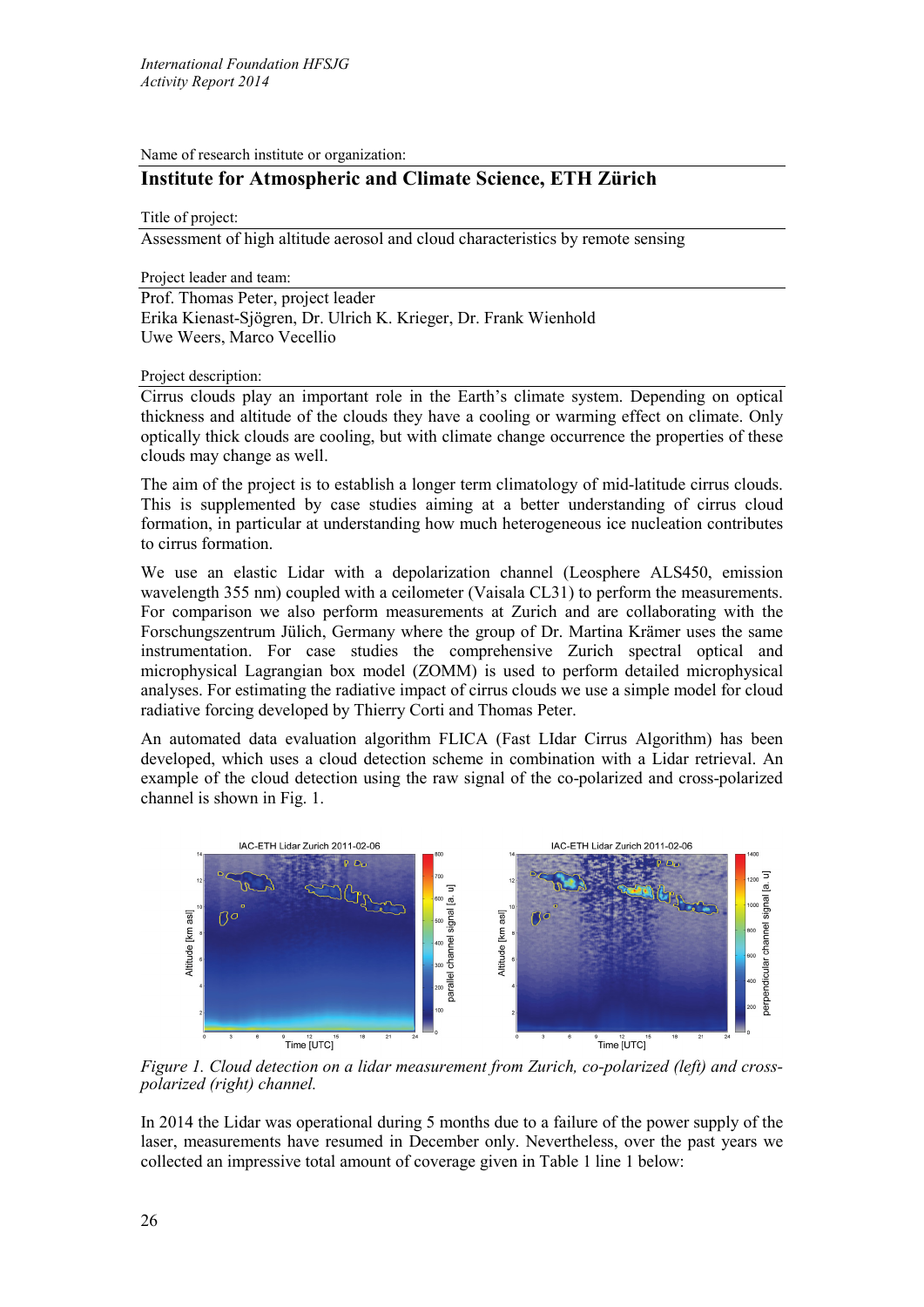Name of research institute or organization:

## Institute for Atmospheric and Climate Science, ETH Zürich

Title of project:

Assessment of high altitude aerosol and cloud characteristics by remote sensing

Project leader and team:

Prof. Thomas Peter, project leader
Erika Kienast-Sjögren, Dr. Ulrich K. Krieger, Dr. Frank Wienhold
Uwe Weers, Marco Vecellio

Project description:

Cirrus clouds play an important role in the Earth's climate system. Depending on optical thickness and altitude of the clouds they have a cooling or warming effect on climate. Only optically thick clouds are cooling, but with climate change occurrence the properties of these clouds may change as well.

The aim of the project is to establish a longer term climatology of mid-latitude cirrus clouds. This is supplemented by case studies aiming at a better understanding of cirrus cloud formation, in particular at understanding how much heterogeneous ice nucleation contributes to cirrus formation.

We use an elastic Lidar with a depolarization channel (Leosphere ALS450, emission wavelength 355 nm) coupled with a ceilometer (Vaisala CL31) to perform the measurements. For comparison we also perform measurements at Zurich and are collaborating with the Forschungszentrum Jülich, Germany where the group of Dr. Martina Krämer uses the same instrumentation. For case studies the comprehensive Zurich spectral optical and microphysical Lagrangian box model (ZOMM) is used to perform detailed microphysical analyses. For estimating the radiative impact of cirrus clouds we use a simple model for cloud radiative forcing developed by Thierry Corti and Thomas Peter.

An automated data evaluation algorithm FLICA (Fast LIdar Cirrus Algorithm) has been developed, which uses a cloud detection scheme in combination with a Lidar retrieval. An example of the cloud detection using the raw signal of the co-polarized and cross-polarized channel is shown in Fig. 1.

*Figure 1. Cloud detection on a lidar measurement from Zurich, co-polarized (left) and cross-polarized (right) channel.*

In 2014 the Lidar was operational during 5 months due to a failure of the power supply of the laser, measurements have resumed in December only. Nevertheless, over the past years we collected an impressive total amount of coverage given in Table 1 line 1 below: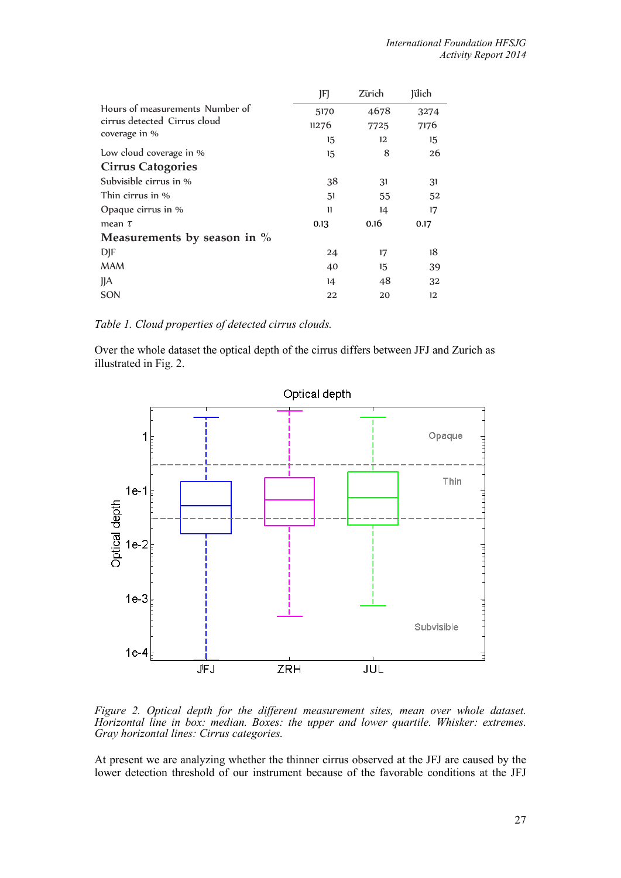| | JFJ | Zürich | Jülich |
|---|---|---|---|
| Hours of measurements | 5170 | 4678 | 3274 |
| Number of cirrus detected | 11276 | 7725 | 7176 |
| Cirrus cloud coverage in % | 15 | 12 | 15 |
| Low cloud coverage in % | 15 | 8 | 26 |
| **Cirrus Catogories** | | | |
| Subvisible cirrus in % | 38 | 31 | 31 |
| Thin cirrus in % | 51 | 55 | 52 |
| Opaque cirrus in % | 11 | 14 | 17 |
| mean $\tau$ | 0.13 | 0.16 | 0.17 |
| **Measurements by season in %** | | | |
| DJF | 24 | 17 | 18 |
| MAM | 40 | 15 | 39 |
| JJA | 14 | 48 | 32 |
| SON | 22 | 20 | 12 |

*Table 1. Cloud properties of detected cirrus clouds.*

Over the whole dataset the optical depth of the cirrus differs between JFJ and Zurich as illustrated in Fig. 2.

*Figure 2. Optical depth for the different measurement sites, mean over whole dataset. Horizontal line in box: median. Boxes: the upper and lower quartile. Whisker: extremes. Gray horizontal lines: Cirrus categories.*

At present we are analyzing whether the thinner cirrus observed at the JFJ are caused by the lower detection threshold of our instrument because of the favorable conditions at the JFJ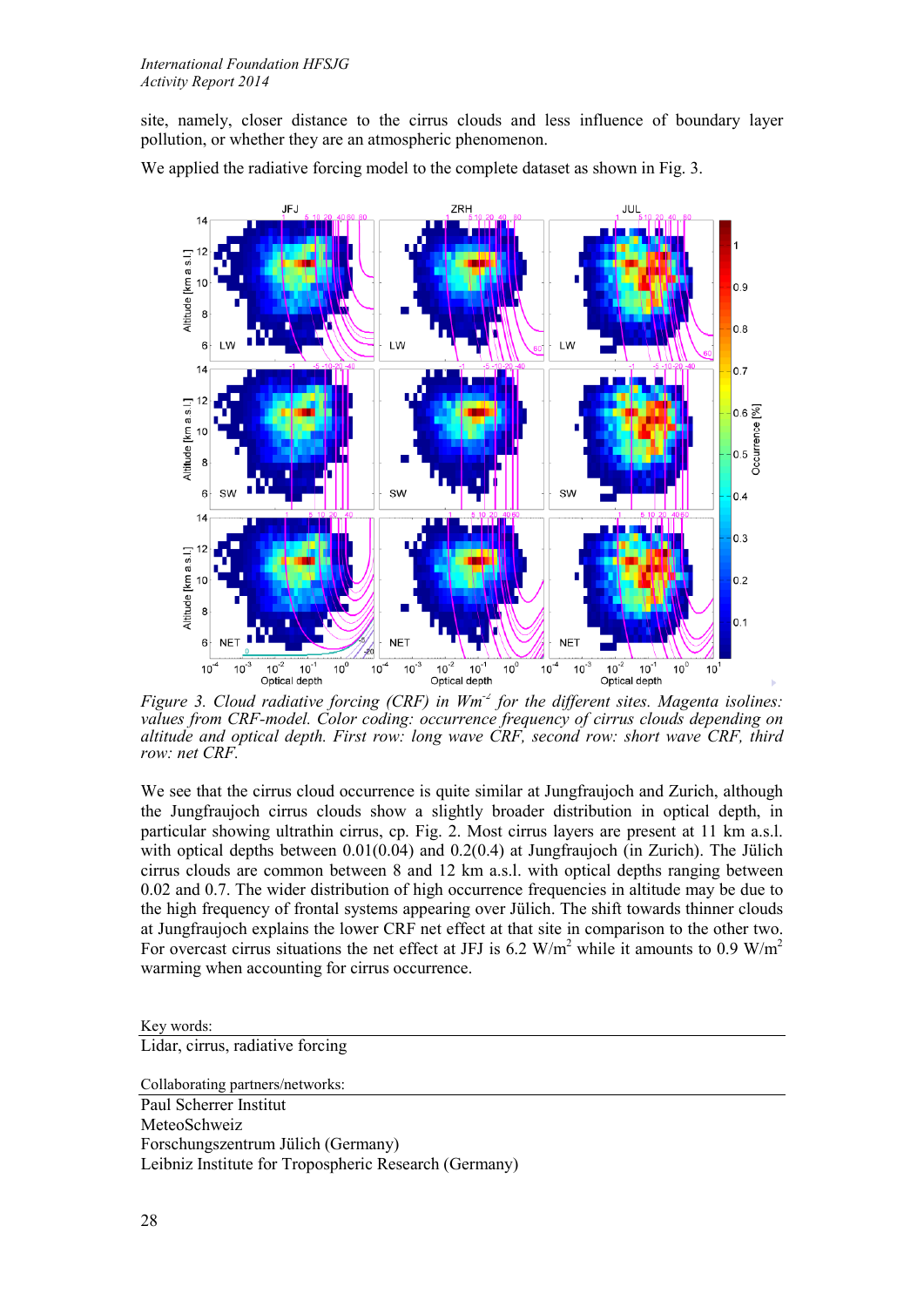site, namely, closer distance to the cirrus clouds and less influence of boundary layer pollution, or whether they are an atmospheric phenomenon.

We applied the radiative forcing model to the complete dataset as shown in Fig. 3.

*Figure 3. Cloud radiative forcing (CRF) in Wm$^{-2}$ for the different sites. Magenta isolines: values from CRF-model. Color coding: occurrence frequency of cirrus clouds depending on altitude and optical depth. First row: long wave CRF, second row: short wave CRF, third row: net CRF.*

We see that the cirrus cloud occurrence is quite similar at Jungfraujoch and Zurich, although the Jungfraujoch cirrus clouds show a slightly broader distribution in optical depth, in particular showing ultrathin cirrus, cp. Fig. 2. Most cirrus layers are present at 11 km a.s.l. with optical depths between 0.01(0.04) and 0.2(0.4) at Jungfraujoch (in Zurich). The Jülich cirrus clouds are common between 8 and 12 km a.s.l. with optical depths ranging between 0.02 and 0.7. The wider distribution of high occurrence frequencies in altitude may be due to the high frequency of frontal systems appearing over Jülich. The shift towards thinner clouds at Jungfraujoch explains the lower CRF net effect at that site in comparison to the other two. For overcast cirrus situations the net effect at JFJ is 6.2 W/m$^2$ while it amounts to 0.9 W/m$^2$ warming when accounting for cirrus occurrence.

Key words:

Lidar, cirrus, radiative forcing

Collaborating partners/networks:

Paul Scherrer Institut
MeteoSchweiz
Forschungszentrum Jülich (Germany)
Leibniz Institute for Tropospheric Research (Germany)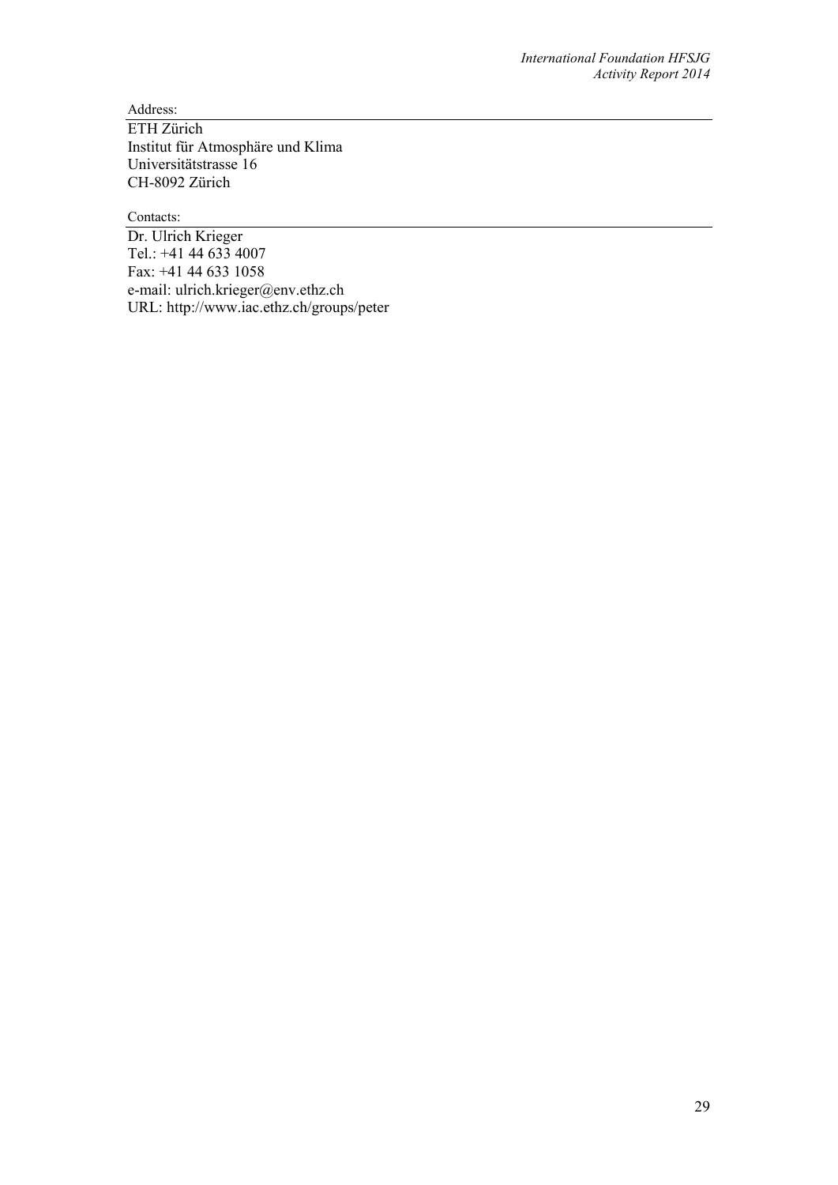Address:

ETH Zürich
Institut für Atmosphäre und Klima
Universitätstrasse 16
CH-8092 Zürich

Contacts:

Dr. Ulrich Krieger
Tel.: +41 44 633 4007
Fax: +41 44 633 1058
e-mail: ulrich.krieger@env.ethz.ch
URL: http://www.iac.ethz.ch/groups/peter